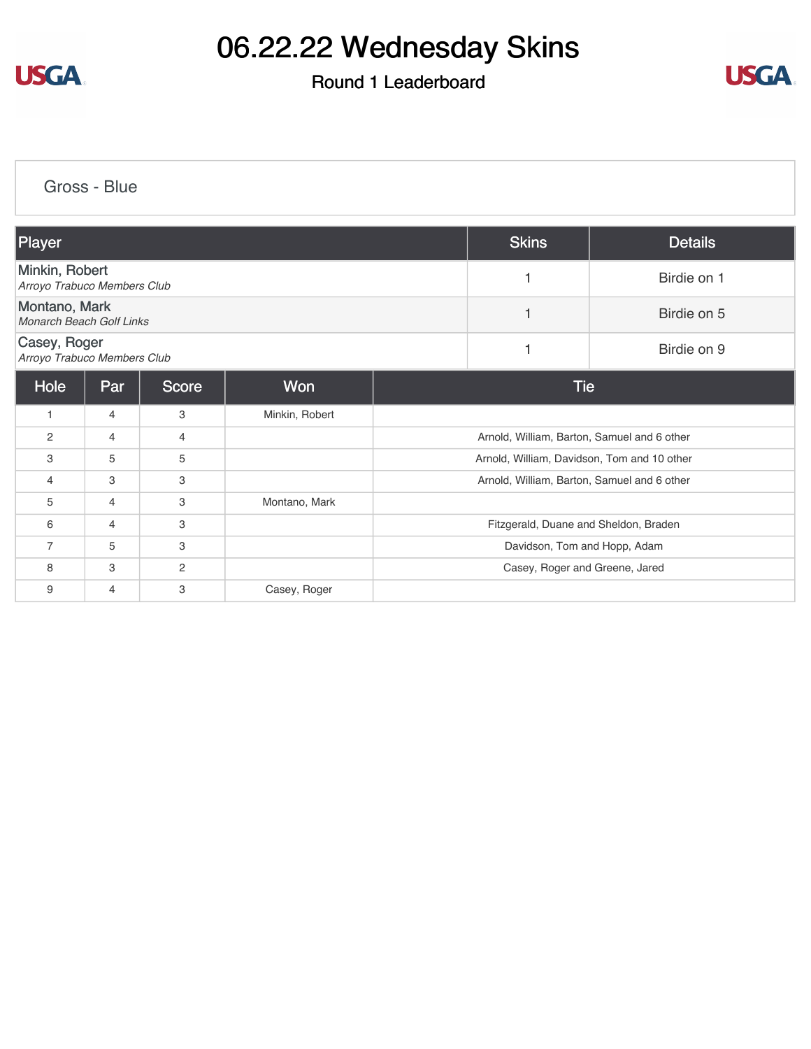# 06.22.22 Wednesday Skins

## Round 1 Leaderboard

### Gross - Blue

| Player | Skins | Details |
|---|---|---|
| Minkin, Robert<br>*Arroyo Trabuco Members Club* | 1 | Birdie on 1 |
| Montano, Mark<br>*Monarch Beach Golf Links* | 1 | Birdie on 5 |
| Casey, Roger<br>*Arroyo Trabuco Members Club* | 1 | Birdie on 9 |

| Hole | Par | Score | Won | Tie |
|---|---|---|---|---|
| 1 | 4 | 3 | Minkin, Robert | |
| 2 | 4 | 4 | | Arnold, William, Barton, Samuel and 6 other |
| 3 | 5 | 5 | | Arnold, William, Davidson, Tom and 10 other |
| 4 | 3 | 3 | | Arnold, William, Barton, Samuel and 6 other |
| 5 | 4 | 3 | Montano, Mark | |
| 6 | 4 | 3 | | Fitzgerald, Duane and Sheldon, Braden |
| 7 | 5 | 3 | | Davidson, Tom and Hopp, Adam |
| 8 | 3 | 2 | | Casey, Roger and Greene, Jared |
| 9 | 4 | 3 | Casey, Roger | |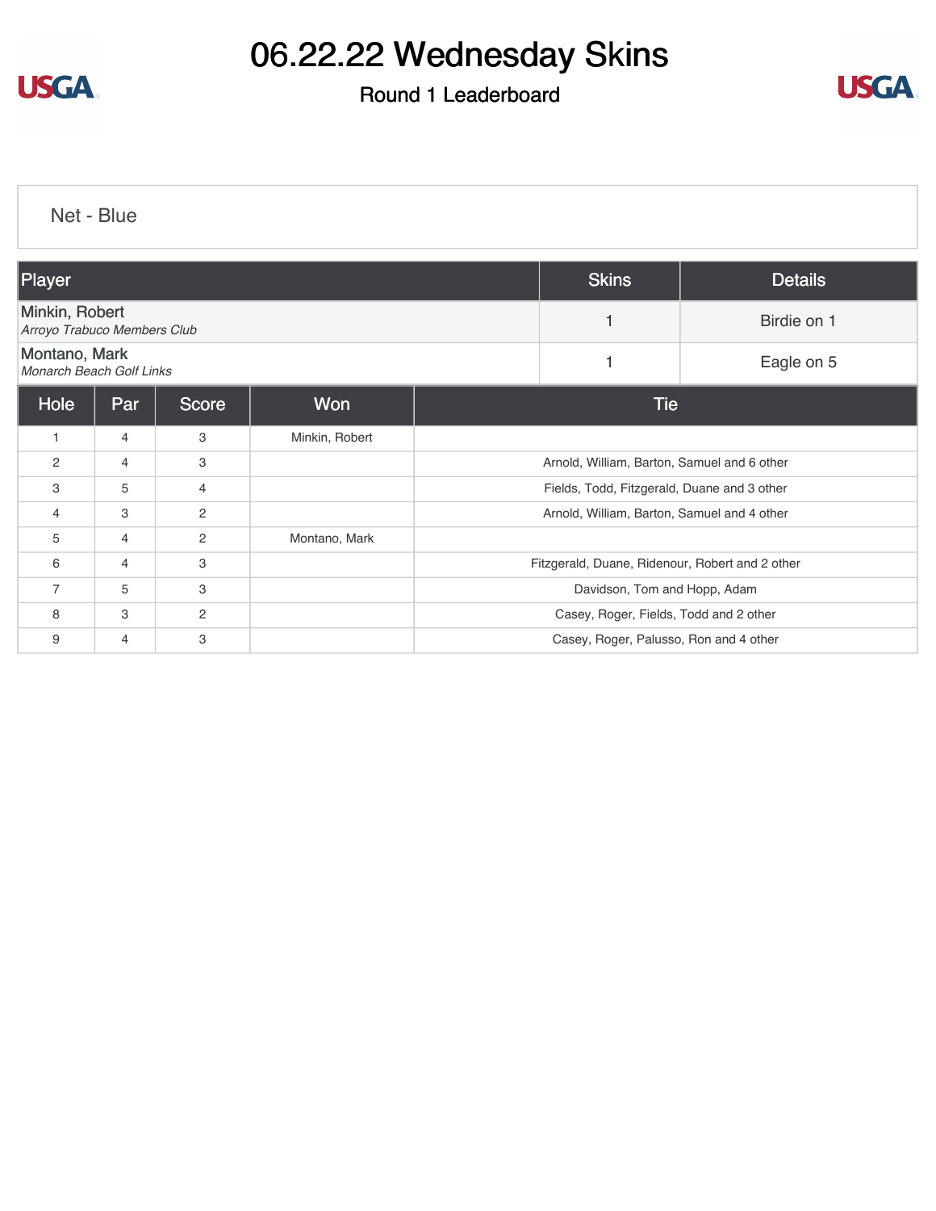# 06.22.22 Wednesday Skins

## Round 1 Leaderboard

### Net - Blue

| Player | Skins | Details |
|---|---|---|
| Minkin, Robert<br>*Arroyo Trabuco Members Club* | 1 | Birdie on 1 |
| Montano, Mark<br>*Monarch Beach Golf Links* | 1 | Eagle on 5 |

| Hole | Par | Score | Won | Tie |
|---|---|---|---|---|
| 1 | 4 | 3 | Minkin, Robert | |
| 2 | 4 | 3 | | Arnold, William, Barton, Samuel and 6 other |
| 3 | 5 | 4 | | Fields, Todd, Fitzgerald, Duane and 3 other |
| 4 | 3 | 2 | | Arnold, William, Barton, Samuel and 4 other |
| 5 | 4 | 2 | Montano, Mark | |
| 6 | 4 | 3 | | Fitzgerald, Duane, Ridenour, Robert and 2 other |
| 7 | 5 | 3 | | Davidson, Tom and Hopp, Adam |
| 8 | 3 | 2 | | Casey, Roger, Fields, Todd and 2 other |
| 9 | 4 | 3 | | Casey, Roger, Palusso, Ron and 4 other |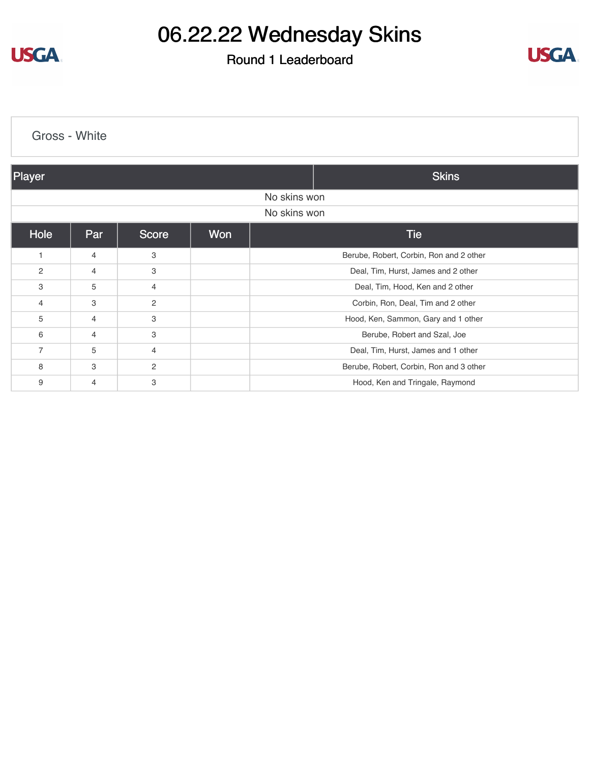# 06.22.22 Wednesday Skins

## Round 1 Leaderboard

Gross - White

| Player | Skins |
|---|---|
| No skins won | |
| No skins won | |

| Hole | Par | Score | Won | Tie |
|---|---|---|---|---|
| 1 | 4 | 3 | | Berube, Robert, Corbin, Ron and 2 other |
| 2 | 4 | 3 | | Deal, Tim, Hurst, James and 2 other |
| 3 | 5 | 4 | | Deal, Tim, Hood, Ken and 2 other |
| 4 | 3 | 2 | | Corbin, Ron, Deal, Tim and 2 other |
| 5 | 4 | 3 | | Hood, Ken, Sammon, Gary and 1 other |
| 6 | 4 | 3 | | Berube, Robert and Szal, Joe |
| 7 | 5 | 4 | | Deal, Tim, Hurst, James and 1 other |
| 8 | 3 | 2 | | Berube, Robert, Corbin, Ron and 3 other |
| 9 | 4 | 3 | | Hood, Ken and Tringale, Raymond |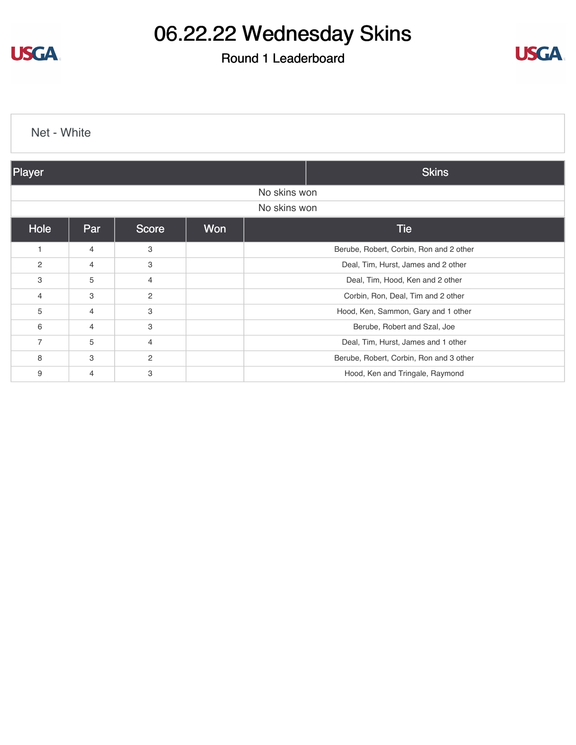# 06.22.22 Wednesday Skins

## Round 1 Leaderboard

Net - White

| Player | Skins |
|---|---|
| No skins won | |
| No skins won | |

| Hole | Par | Score | Won | Tie |
|---|---|---|---|---|
| 1 | 4 | 3 | | Berube, Robert, Corbin, Ron and 2 other |
| 2 | 4 | 3 | | Deal, Tim, Hurst, James and 2 other |
| 3 | 5 | 4 | | Deal, Tim, Hood, Ken and 2 other |
| 4 | 3 | 2 | | Corbin, Ron, Deal, Tim and 2 other |
| 5 | 4 | 3 | | Hood, Ken, Sammon, Gary and 1 other |
| 6 | 4 | 3 | | Berube, Robert and Szal, Joe |
| 7 | 5 | 4 | | Deal, Tim, Hurst, James and 1 other |
| 8 | 3 | 2 | | Berube, Robert, Corbin, Ron and 3 other |
| 9 | 4 | 3 | | Hood, Ken and Tringale, Raymond |